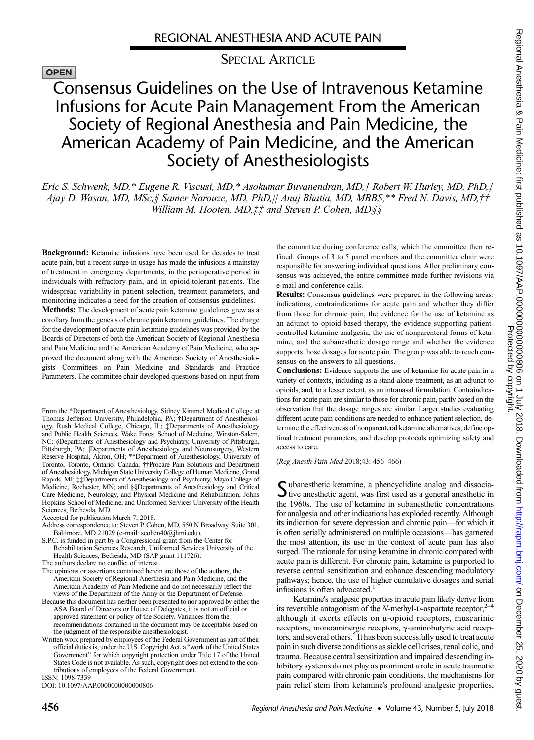REGIONAL ANESTHESIA AND ACUTE PAIN

SPECIAL ARTICLE

OPEN

# Consensus Guidelines on the Use of Intravenous Ketamine Infusions for Acute Pain Management From the American Society of Regional Anesthesia and Pain Medicine, the American Academy of Pain Medicine, and the American Society of Anesthesiologists

*Eric S. Schwenk, MD,\* Eugene R. Viscusi, MD,\* Asokumar Buvanendran, MD,† Robert W. Hurley, MD, PhD,‡ Ajay D. Wasan, MD, MSc,§ Samer Narouze, MD, PhD,|| Anuj Bhatia, MD, MBBS,\*\* Fred N. Davis, MD,†† William M. Hooten, MD,‡‡ and Steven P. Cohen, MD§§*

**Background:** Ketamine infusions have been used for decades to treat acute pain, but a recent surge in usage has made the infusions a mainstay of treatment in emergency departments, in the perioperative period in individuals with refractory pain, and in opioid-tolerant patients. The widespread variability in patient selection, treatment parameters, and monitoring indicates a need for the creation of consensus guidelines.

**Methods:** The development of acute pain ketamine guidelines grew as a corollary from the genesis of chronic pain ketamine guidelines. The charge for the development of acute pain ketamine guidelines was provided by the Boards of Directors of both the American Society of Regional Anesthesia and Pain Medicine and the American Academy of Pain Medicine, who approved the document along with the American Society of Anesthesiologists' Committees on Pain Medicine and Standards and Practice Parameters. The committee chair developed questions based on input from the committee during conference calls, which the committee then refined. Groups of 3 to 5 panel members and the committee chair were responsible for answering individual questions. After preliminary consensus was achieved, the entire committee made further revisions via e-mail and conference calls.

**Results:** Consensus guidelines were prepared in the following areas: indications, contraindications for acute pain and whether they differ from those for chronic pain, the evidence for the use of ketamine as an adjunct to opioid-based therapy, the evidence supporting patient-controlled ketamine analgesia, the use of nonparenteral forms of ketamine, and the subanesthetic dosage range and whether the evidence supports those dosages for acute pain. The group was able to reach consensus on the answers to all questions.

**Conclusions:** Evidence supports the use of ketamine for acute pain in a variety of contexts, including as a stand-alone treatment, as an adjunct to opioids, and, to a lesser extent, as an intranasal formulation. Contraindications for acute pain are similar to those for chronic pain, partly based on the observation that the dosage ranges are similar. Larger studies evaluating different acute pain conditions are needed to enhance patient selection, determine the effectiveness of nonparenteral ketamine alternatives, define optimal treatment parameters, and develop protocols optimizing safety and access to care.

(*Reg Anesth Pain Med* 2018;43: 456–466)

From the \*Department of Anesthesiology, Sidney Kimmel Medical College at Thomas Jefferson University, Philadelphia, PA; †Department of Anesthesiology, Rush Medical College, Chicago, IL; ‡Departments of Anesthesiology and Public Health Sciences, Wake Forest School of Medicine, Winston-Salem, NC; §Departments of Anesthesiology and Psychiatry, University of Pittsburgh, Pittsburgh, PA; ||Departments of Anesthesiology and Neurosurgery, Western Reserve Hospital, Akron, OH; \*\*Department of Anesthesiology, University of Toronto, Toronto, Ontario, Canada; ††Procare Pain Solutions and Department of Anesthesiology, Michigan State University College of Human Medicine, Grand Rapids, MI; ‡‡Departments of Anesthesiology and Psychiatry, Mayo College of Medicine, Rochester, MN; and §§Departments of Anesthesiology and Critical Care Medicine, Neurology, and Physical Medicine and Rehabilitation, Johns Hopkins School of Medicine, and Uniformed Services University of the Health Sciences, Bethesda, MD.

Accepted for publication March 7, 2018.

Address correspondence to: Steven P. Cohen, MD, 550 N Broadway, Suite 301, Baltimore, MD 21029 (e-mail: scohen40@jhmi.edu).

S.P.C. is funded in part by a Congressional grant from the Center for Rehabilitation Sciences Research, Uniformed Services University of the Health Sciences, Bethesda, MD (SAP grant 111726).

The authors declare no conflict of interest.

The opinions or assertions contained herein are those of the authors, the American Society of Regional Anesthesia and Pain Medicine, and the American Academy of Pain Medicine and do not necessarily reflect the views of the Department of the Army or the Department of Defense.

Because this document has neither been presented to nor approved by either the ASA Board of Directors or House of Delegates, it is not an official or approved statement or policy of the Society. Variances from the recommendations contained in the document may be acceptable based on the judgment of the responsible anesthesiologist.

Written work prepared by employees of the Federal Government as part of their official duties is, under the U.S. Copyright Act, a "work of the United States Government" for which copyright protection under Title 17 of the United States Code is not available. As such, copyright does not extend to the contributions of employees of the Federal Government.

ISSN: 1098-7339

DOI: 10.1097/AAP.0000000000000806

Subanesthetic ketamine, a phencyclidine analog and dissociative anesthetic agent, was first used as a general anesthetic in the 1960s. The use of ketamine in subanesthetic concentrations for analgesia and other indications has exploded recently. Although its indication for severe depression and chronic pain—for which it is often serially administered on multiple occasions—has garnered the most attention, its use in the context of acute pain has also surged. The rationale for using ketamine in chronic compared with acute pain is different. For chronic pain, ketamine is purported to reverse central sensitization and enhance descending modulatory pathways; hence, the use of higher cumulative dosages and serial infusions is often advocated.[1]

Ketamine's analgesic properties in acute pain likely derive from its reversible antagonism of the *N*-methyl-D-aspartate receptor,[2–4] although it exerts effects on μ-opioid receptors, muscarinic receptors, monoaminergic receptors, γ-aminobutyric acid receptors, and several others.[5] It has been successfully used to treat acute pain in such diverse conditions as sickle cell crises, renal colic, and trauma. Because central sensitization and impaired descending inhibitory systems do not play as prominent a role in acute traumatic pain compared with chronic pain conditions, the mechanisms for pain relief stem from ketamine's profound analgesic properties,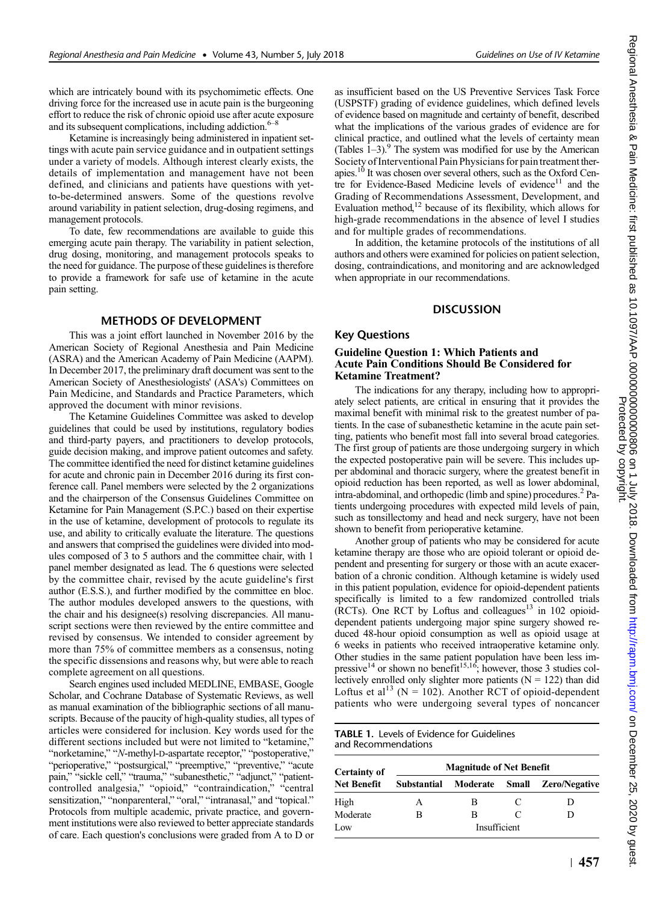which are intricately bound with its psychomimetic effects. One driving force for the increased use in acute pain is the burgeoning effort to reduce the risk of chronic opioid use after acute exposure and its subsequent complications, including addiction.[6–8]

Ketamine is increasingly being administered in inpatient settings with acute pain service guidance and in outpatient settings under a variety of models. Although interest clearly exists, the details of implementation and management have not been defined, and clinicians and patients have questions with yet-to-be-determined answers. Some of the questions revolve around variability in patient selection, drug-dosing regimens, and management protocols.

To date, few recommendations are available to guide this emerging acute pain therapy. The variability in patient selection, drug dosing, monitoring, and management protocols speaks to the need for guidance. The purpose of these guidelines is therefore to provide a framework for safe use of ketamine in the acute pain setting.

## METHODS OF DEVELOPMENT

This was a joint effort launched in November 2016 by the American Society of Regional Anesthesia and Pain Medicine (ASRA) and the American Academy of Pain Medicine (AAPM). In December 2017, the preliminary draft document was sent to the American Society of Anesthesiologists' (ASA's) Committees on Pain Medicine, and Standards and Practice Parameters, which approved the document with minor revisions.

The Ketamine Guidelines Committee was asked to develop guidelines that could be used by institutions, regulatory bodies and third-party payers, and practitioners to develop protocols, guide decision making, and improve patient outcomes and safety. The committee identified the need for distinct ketamine guidelines for acute and chronic pain in December 2016 during its first conference call. Panel members were selected by the 2 organizations and the chairperson of the Consensus Guidelines Committee on Ketamine for Pain Management (S.P.C.) based on their expertise in the use of ketamine, development of protocols to regulate its use, and ability to critically evaluate the literature. The questions and answers that comprised the guidelines were divided into modules composed of 3 to 5 authors and the committee chair, with 1 panel member designated as lead. The 6 questions were selected by the committee chair, revised by the acute guideline's first author (E.S.S.), and further modified by the committee en bloc. The author modules developed answers to the questions, with the chair and his designee(s) resolving discrepancies. All manuscript sections were then reviewed by the entire committee and revised by consensus. We intended to consider agreement by more than 75% of committee members as a consensus, noting the specific dissensions and reasons why, but were able to reach complete agreement on all questions.

Search engines used included MEDLINE, EMBASE, Google Scholar, and Cochrane Database of Systematic Reviews, as well as manual examination of the bibliographic sections of all manuscripts. Because of the paucity of high-quality studies, all types of articles were considered for inclusion. Key words used for the different sections included but were not limited to "ketamine," "norketamine," "N-methyl-D-aspartate receptor," "postoperative," "perioperative," "postsurgical," "preemptive," "preventive," "acute pain," "sickle cell," "trauma," "subanesthetic," "adjunct," "patient-controlled analgesia," "opioid," "contraindication," "central sensitization," "nonparenteral," "oral," "intranasal," and "topical." Protocols from multiple academic, private practice, and government institutions were also reviewed to better appreciate standards of care. Each question's conclusions were graded from A to D or as insufficient based on the US Preventive Services Task Force (USPSTF) grading of evidence guidelines, which defined levels of evidence based on magnitude and certainty of benefit, described what the implications of the various grades of evidence are for clinical practice, and outlined what the levels of certainty mean (Tables 1–3).[9] The system was modified for use by the American Society of Interventional Pain Physicians for pain treatment therapies.[10] It was chosen over several others, such as the Oxford Centre for Evidence-Based Medicine levels of evidence[11] and the Grading of Recommendations Assessment, Development, and Evaluation method,[12] because of its flexibility, which allows for high-grade recommendations in the absence of level I studies and for multiple grades of recommendations.

In addition, the ketamine protocols of the institutions of all authors and others were examined for policies on patient selection, dosing, contraindications, and monitoring and are acknowledged when appropriate in our recommendations.

## DISCUSSION

### Key Questions

#### Guideline Question 1: Which Patients and Acute Pain Conditions Should Be Considered for Ketamine Treatment?

The indications for any therapy, including how to appropriately select patients, are critical in ensuring that it provides the maximal benefit with minimal risk to the greatest number of patients. In the case of subanesthetic ketamine in the acute pain setting, patients who benefit most fall into several broad categories. The first group of patients are those undergoing surgery in which the expected postoperative pain will be severe. This includes upper abdominal and thoracic surgery, where the greatest benefit in opioid reduction has been reported, as well as lower abdominal, intra-abdominal, and orthopedic (limb and spine) procedures.[2] Patients undergoing procedures with expected mild levels of pain, such as tonsillectomy and head and neck surgery, have not been shown to benefit from perioperative ketamine.

Another group of patients who may be considered for acute ketamine therapy are those who are opioid tolerant or opioid dependent and presenting for surgery or those with an acute exacerbation of a chronic condition. Although ketamine is widely used in this patient population, evidence for opioid-dependent patients specifically is limited to a few randomized controlled trials (RCTs). One RCT by Loftus and colleagues[13] in 102 opioid-dependent patients undergoing major spine surgery showed reduced 48-hour opioid consumption as well as opioid usage at 6 weeks in patients who received intraoperative ketamine only. Other studies in the same patient population have been less impressive[14] or shown no benefit[15,16]; however, those 3 studies collectively enrolled only slighter more patients (N = 122) than did Loftus et al[13] (N = 102). Another RCT of opioid-dependent patients who were undergoing several types of noncancer

**TABLE 1.** Levels of Evidence for Guidelines and Recommendations

| Certainty of Net Benefit | Magnitude of Net Benefit | | | |
|---|---|---|---|---|
| | Substantial | Moderate | Small | Zero/Negative |
| High | A | B | C | D |
| Moderate | B | B | C | D |
| Low | Insufficient | | | |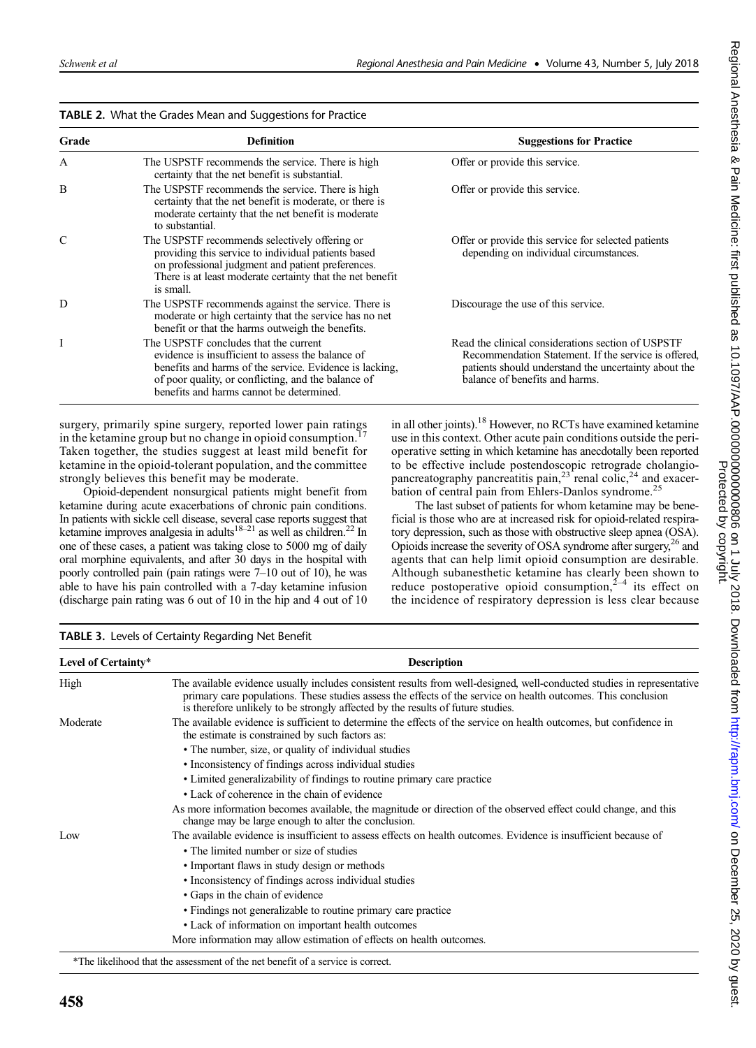**TABLE 2.** What the Grades Mean and Suggestions for Practice

| Grade | Definition | Suggestions for Practice |
|---|---|---|
| A | The USPSTF recommends the service. There is high certainty that the net benefit is substantial. | Offer or provide this service. |
| B | The USPSTF recommends the service. There is high certainty that the net benefit is moderate, or there is moderate certainty that the net benefit is moderate to substantial. | Offer or provide this service. |
| C | The USPSTF recommends selectively offering or providing this service to individual patients based on professional judgment and patient preferences. There is at least moderate certainty that the net benefit is small. | Offer or provide this service for selected patients depending on individual circumstances. |
| D | The USPSTF recommends against the service. There is moderate or high certainty that the service has no net benefit or that the harms outweigh the benefits. | Discourage the use of this service. |
| I | The USPSTF concludes that the current evidence is insufficient to assess the balance of benefits and harms of the service. Evidence is lacking, of poor quality, or conflicting, and the balance of benefits and harms cannot be determined. | Read the clinical considerations section of USPSTF Recommendation Statement. If the service is offered, patients should understand the uncertainty about the balance of benefits and harms. |

surgery, primarily spine surgery, reported lower pain ratings in the ketamine group but no change in opioid consumption.[17] Taken together, the studies suggest at least mild benefit for ketamine in the opioid-tolerant population, and the committee strongly believes this benefit may be moderate.

Opioid-dependent nonsurgical patients might benefit from ketamine during acute exacerbations of chronic pain conditions. In patients with sickle cell disease, several case reports suggest that ketamine improves analgesia in adults[18–21] as well as children.[22] In one of these cases, a patient was taking close to 5000 mg of daily oral morphine equivalents, and after 30 days in the hospital with poorly controlled pain (pain ratings were 7–10 out of 10), he was able to have his pain controlled with a 7-day ketamine infusion (discharge pain rating was 6 out of 10 in the hip and 4 out of 10 in all other joints).[18] However, no RCTs have examined ketamine use in this context. Other acute pain conditions outside the perioperative setting in which ketamine has anecdotally been reported to be effective include postendoscopic retrograde cholangiopancreatography pancreatitis pain,[23] renal colic,[24] and exacerbation of central pain from Ehlers-Danlos syndrome.[25]

The last subset of patients for whom ketamine may be beneficial is those who are at increased risk for opioid-related respiratory depression, such as those with obstructive sleep apnea (OSA). Opioids increase the severity of OSA syndrome after surgery,[26] and agents that can help limit opioid consumption are desirable. Although subanesthetic ketamine has clearly been shown to reduce postoperative opioid consumption,[2–4] its effect on the incidence of respiratory depression is less clear because

**TABLE 3.** Levels of Certainty Regarding Net Benefit

| Level of Certainty* | Description |
|---|---|
| High | The available evidence usually includes consistent results from well-designed, well-conducted studies in representative primary care populations. These studies assess the effects of the service on health outcomes. This conclusion is therefore unlikely to be strongly affected by the results of future studies. |
| Moderate | The available evidence is sufficient to determine the effects of the service on health outcomes, but confidence in the estimate is constrained by such factors as: <br>• The number, size, or quality of individual studies <br>• Inconsistency of findings across individual studies <br>• Limited generalizability of findings to routine primary care practice <br>• Lack of coherence in the chain of evidence <br>As more information becomes available, the magnitude or direction of the observed effect could change, and this change may be large enough to alter the conclusion. |
| Low | The available evidence is insufficient to assess effects on health outcomes. Evidence is insufficient because of <br>• The limited number or size of studies <br>• Important flaws in study design or methods <br>• Inconsistency of findings across individual studies <br>• Gaps in the chain of evidence <br>• Findings not generalizable to routine primary care practice <br>• Lack of information on important health outcomes <br>More information may allow estimation of effects on health outcomes. |

*The likelihood that the assessment of the net benefit of a service is correct.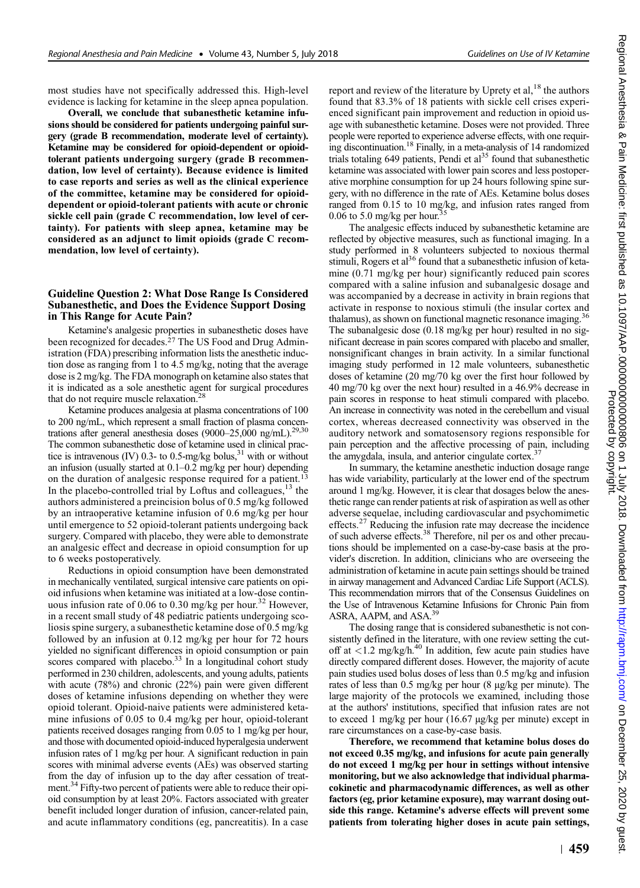most studies have not specifically addressed this. High-level evidence is lacking for ketamine in the sleep apnea population.

**Overall, we conclude that subanesthetic ketamine infusions should be considered for patients undergoing painful surgery (grade B recommendation, moderate level of certainty). Ketamine may be considered for opioid-dependent or opioid-tolerant patients undergoing surgery (grade B recommendation, low level of certainty). Because evidence is limited to case reports and series as well as the clinical experience of the committee, ketamine may be considered for opioid-dependent or opioid-tolerant patients with acute or chronic sickle cell pain (grade C recommendation, low level of certainty). For patients with sleep apnea, ketamine may be considered as an adjunct to limit opioids (grade C recommendation, low level of certainty).**

### Guideline Question 2: What Dose Range Is Considered Subanesthetic, and Does the Evidence Support Dosing in This Range for Acute Pain?

Ketamine's analgesic properties in subanesthetic doses have been recognized for decades.[27] The US Food and Drug Administration (FDA) prescribing information lists the anesthetic induction dose as ranging from 1 to 4.5 mg/kg, noting that the average dose is 2 mg/kg. The FDA monograph on ketamine also states that it is indicated as a sole anesthetic agent for surgical procedures that do not require muscle relaxation.[28]

Ketamine produces analgesia at plasma concentrations of 100 to 200 ng/mL, which represent a small fraction of plasma concentrations after general anesthesia doses (9000–25,000 ng/mL).[29,30] The common subanesthetic dose of ketamine used in clinical practice is intravenous (IV) 0.3- to 0.5-mg/kg bolus,[31] with or without an infusion (usually started at 0.1–0.2 mg/kg per hour) depending on the duration of analgesic response required for a patient.[13] In the placebo-controlled trial by Loftus and colleagues,[13] the authors administered a preincision bolus of 0.5 mg/kg followed by an intraoperative ketamine infusion of 0.6 mg/kg per hour until emergence to 52 opioid-tolerant patients undergoing back surgery. Compared with placebo, they were able to demonstrate an analgesic effect and decrease in opioid consumption for up to 6 weeks postoperatively.

Reductions in opioid consumption have been demonstrated in mechanically ventilated, surgical intensive care patients on opioid infusions when ketamine was initiated at a low-dose continuous infusion rate of 0.06 to 0.30 mg/kg per hour.[32] However, in a recent small study of 48 pediatric patients undergoing scoliosis spine surgery, a subanesthetic ketamine dose of 0.5 mg/kg followed by an infusion at 0.12 mg/kg per hour for 72 hours yielded no significant differences in opioid consumption or pain scores compared with placebo.[33] In a longitudinal cohort study performed in 230 children, adolescents, and young adults, patients with acute (78%) and chronic (22%) pain were given different doses of ketamine infusions depending on whether they were opioid tolerant. Opioid-naive patients were administered ketamine infusions of 0.05 to 0.4 mg/kg per hour, opioid-tolerant patients received dosages ranging from 0.05 to 1 mg/kg per hour, and those with documented opioid-induced hyperalgesia underwent infusion rates of 1 mg/kg per hour. A significant reduction in pain scores with minimal adverse events (AEs) was observed starting from the day of infusion up to the day after cessation of treatment.[34] Fifty-two percent of patients were able to reduce their opioid consumption by at least 20%. Factors associated with greater benefit included longer duration of infusion, cancer-related pain, and acute inflammatory conditions (eg, pancreatitis). In a case report and review of the literature by Uprety et al,[18] the authors found that 83.3% of 18 patients with sickle cell crises experienced significant pain improvement and reduction in opioid usage with subanesthetic ketamine. Doses were not provided. Three people were reported to experience adverse effects, with one requiring discontinuation.[18] Finally, in a meta-analysis of 14 randomized trials totaling 649 patients, Pendi et al[35] found that subanesthetic ketamine was associated with lower pain scores and less postoperative morphine consumption for up 24 hours following spine surgery, with no difference in the rate of AEs. Ketamine bolus doses ranged from 0.15 to 10 mg/kg, and infusion rates ranged from 0.06 to 5.0 mg/kg per hour.[35]

The analgesic effects induced by subanesthetic ketamine are reflected by objective measures, such as functional imaging. In a study performed in 8 volunteers subjected to noxious thermal stimuli, Rogers et al[36] found that a subanesthetic infusion of ketamine (0.71 mg/kg per hour) significantly reduced pain scores compared with a saline infusion and subanalgesic dosage and was accompanied by a decrease in activity in brain regions that activate in response to noxious stimuli (the insular cortex and thalamus), as shown on functional magnetic resonance imaging.[36] The subanalgesic dose (0.18 mg/kg per hour) resulted in no significant decrease in pain scores compared with placebo and smaller, nonsignificant changes in brain activity. In a similar functional imaging study performed in 12 male volunteers, subanesthetic doses of ketamine (20 mg/70 kg over the first hour followed by 40 mg/70 kg over the next hour) resulted in a 46.9% decrease in pain scores in response to heat stimuli compared with placebo. An increase in connectivity was noted in the cerebellum and visual cortex, whereas decreased connectivity was observed in the auditory network and somatosensory regions responsible for pain perception and the affective processing of pain, including the amygdala, insula, and anterior cingulate cortex.[37]

In summary, the ketamine anesthetic induction dosage range has wide variability, particularly at the lower end of the spectrum around 1 mg/kg. However, it is clear that dosages below the anesthetic range can render patients at risk of aspiration as well as other adverse sequelae, including cardiovascular and psychomimetic effects.[27] Reducing the infusion rate may decrease the incidence of such adverse effects.[38] Therefore, nil per os and other precautions should be implemented on a case-by-case basis at the provider's discretion. In addition, clinicians who are overseeing the administration of ketamine in acute pain settings should be trained in airway management and Advanced Cardiac Life Support (ACLS). This recommendation mirrors that of the Consensus Guidelines on the Use of Intravenous Ketamine Infusions for Chronic Pain from ASRA, AAPM, and ASA.[39]

The dosing range that is considered subanesthetic is not consistently defined in the literature, with one review setting the cutoff at <1.2 mg/kg/h.[40] In addition, few acute pain studies have directly compared different doses. However, the majority of acute pain studies used bolus doses of less than 0.5 mg/kg and infusion rates of less than 0.5 mg/kg per hour (8 µg/kg per minute). The large majority of the protocols we examined, including those at the authors' institutions, specified that infusion rates are not to exceed 1 mg/kg per hour (16.67 µg/kg per minute) except in rare circumstances on a case-by-case basis.

**Therefore, we recommend that ketamine bolus doses do not exceed 0.35 mg/kg, and infusions for acute pain generally do not exceed 1 mg/kg per hour in settings without intensive monitoring, but we also acknowledge that individual pharmacokinetic and pharmacodynamic differences, as well as other factors (eg, prior ketamine exposure), may warrant dosing outside this range. Ketamine's adverse effects will prevent some patients from tolerating higher doses in acute pain settings,**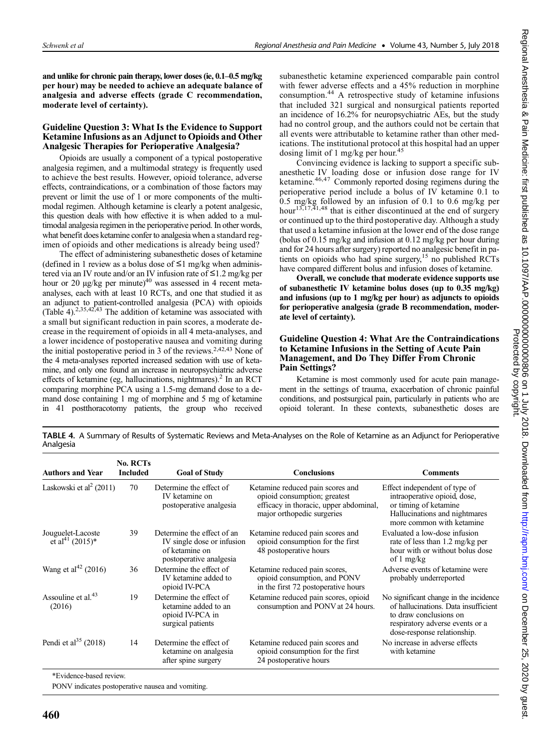**and unlike for chronic pain therapy, lower doses (ie, 0.1–0.5 mg/kg per hour) may be needed to achieve an adequate balance of analgesia and adverse effects (grade C recommendation, moderate level of certainty).**

### Guideline Question 3: What Is the Evidence to Support Ketamine Infusions as an Adjunct to Opioids and Other Analgesic Therapies for Perioperative Analgesia?

Opioids are usually a component of a typical postoperative analgesia regimen, and a multimodal strategy is frequently used to achieve the best results. However, opioid tolerance, adverse effects, contraindications, or a combination of those factors may prevent or limit the use of 1 or more components of the multimodal regimen. Although ketamine is clearly a potent analgesic, this question deals with how effective it is when added to a multimodal analgesia regimen in the perioperative period. In other words, what benefit does ketamine confer to analgesia when a standard regimen of opioids and other medications is already being used?

The effect of administering subanesthetic doses of ketamine (defined in 1 review as a bolus dose of ≤1 mg/kg when administered via an IV route and/or an IV infusion rate of ≤1.2 mg/kg per hour or 20 μg/kg per minute)[40] was assessed in 4 recent meta-analyses, each with at least 10 RCTs, and one that studied it as an adjunct to patient-controlled analgesia (PCA) with opioids (Table 4).[2,35,42,43] The addition of ketamine was associated with a small but significant reduction in pain scores, a moderate decrease in the requirement of opioids in all 4 meta-analyses, and a lower incidence of postoperative nausea and vomiting during the initial postoperative period in 3 of the reviews.[2,42,43] None of the 4 meta-analyses reported increased sedation with use of ketamine, and only one found an increase in neuropsychiatric adverse effects of ketamine (eg, hallucinations, nightmares).[2] In an RCT comparing morphine PCA using a 1.5-mg demand dose to a demand dose containing 1 mg of morphine and 5 mg of ketamine in 41 postthoracotomy patients, the group who received subanesthetic ketamine experienced comparable pain control with fewer adverse effects and a 45% reduction in morphine consumption.[44] A retrospective study of ketamine infusions that included 321 surgical and nonsurgical patients reported an incidence of 16.2% for neuropsychiatric AEs, but the study had no control group, and the authors could not be certain that all events were attributable to ketamine rather than other medications. The institutional protocol at this hospital had an upper dosing limit of 1 mg/kg per hour.[45]

Convincing evidence is lacking to support a specific subanesthetic IV loading dose or infusion dose range for IV ketamine.[46,47] Commonly reported dosing regimens during the perioperative period include a bolus of IV ketamine 0.1 to 0.5 mg/kg followed by an infusion of 0.1 to 0.6 mg/kg per hour[13,17,41,48] that is either discontinued at the end of surgery or continued up to the third postoperative day. Although a study that used a ketamine infusion at the lower end of the dose range (bolus of 0.15 mg/kg and infusion at 0.12 mg/kg per hour during and for 24 hours after surgery) reported no analgesic benefit in patients on opioids who had spine surgery,[15] no published RCTs have compared different bolus and infusion doses of ketamine.

**Overall, we conclude that moderate evidence supports use of subanesthetic IV ketamine bolus doses (up to 0.35 mg/kg) and infusions (up to 1 mg/kg per hour) as adjuncts to opioids for perioperative analgesia (grade B recommendation, moderate level of certainty).**

### Guideline Question 4: What Are the Contraindications to Ketamine Infusions in the Setting of Acute Pain Management, and Do They Differ From Chronic Pain Settings?

Ketamine is most commonly used for acute pain management in the settings of trauma, exacerbation of chronic painful conditions, and postsurgical pain, particularly in patients who are opioid tolerant. In these contexts, subanesthetic doses are

**TABLE 4.** A Summary of Results of Systematic Reviews and Meta-Analyses on the Role of Ketamine as an Adjunct for Perioperative Analgesia

| Authors and Year | No. RCTs Included | Goal of Study | Conclusions | Comments |
|---|---|---|---|---|
| Laskowski et al[2] (2011) | 70 | Determine the effect of IV ketamine on postoperative analgesia | Ketamine reduced pain scores and opioid consumption; greatest efficacy in thoracic, upper abdominal, major orthopedic surgeries | Effect independent of type of intraoperative opioid, dose, or timing of ketamine Hallucinations and nightmares more common with ketamine |
| Jouguelet-Lacoste et al[41] (2015)* | 39 | Determine the effect of an IV single dose or infusion of ketamine on postoperative analgesia | Ketamine reduced pain scores and opioid consumption for the first 48 postoperative hours | Evaluated a low-dose infusion rate of less than 1.2 mg/kg per hour with or without bolus dose of 1 mg/kg |
| Wang et al[42] (2016) | 36 | Determine the effect of IV ketamine added to opioid IV-PCA | Ketamine reduced pain scores, opioid consumption, and PONV in the first 72 postoperative hours | Adverse events of ketamine were probably underreported |
| Assouline et al.[43] (2016) | 19 | Determine the effect of ketamine added to an opioid IV-PCA in surgical patients | Ketamine reduced pain scores, opioid consumption and PONV at 24 hours. | No significant change in the incidence of hallucinations. Data insufficient to draw conclusions on respiratory adverse events or a dose-response relationship. |
| Pendi et al[35] (2018) | 14 | Determine the effect of ketamine on analgesia after spine surgery | Ketamine reduced pain scores and opioid consumption for the first 24 postoperative hours | No increase in adverse effects with ketamine |

*Evidence-based review.

PONV indicates postoperative nausea and vomiting.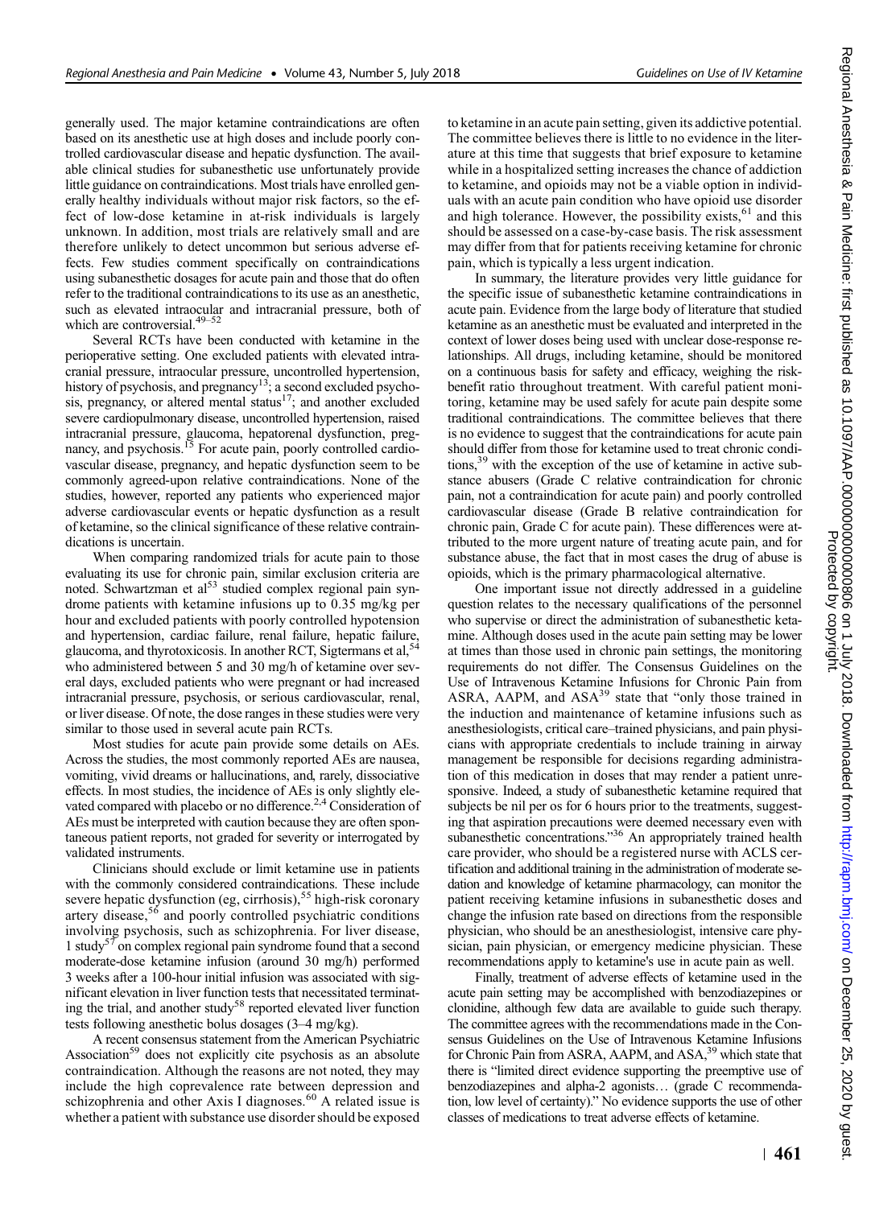generally used. The major ketamine contraindications are often based on its anesthetic use at high doses and include poorly controlled cardiovascular disease and hepatic dysfunction. The available clinical studies for subanesthetic use unfortunately provide little guidance on contraindications. Most trials have enrolled generally healthy individuals without major risk factors, so the effect of low-dose ketamine in at-risk individuals is largely unknown. In addition, most trials are relatively small and are therefore unlikely to detect uncommon but serious adverse effects. Few studies comment specifically on contraindications using subanesthetic dosages for acute pain and those that do often refer to the traditional contraindications to its use as an anesthetic, such as elevated intraocular and intracranial pressure, both of which are controversial.[49–52]

Several RCTs have been conducted with ketamine in the perioperative setting. One excluded patients with elevated intracranial pressure, intraocular pressure, uncontrolled hypertension, history of psychosis, and pregnancy[13]; a second excluded psychosis, pregnancy, or altered mental status[17]; and another excluded severe cardiopulmonary disease, uncontrolled hypertension, raised intracranial pressure, glaucoma, hepatorenal dysfunction, pregnancy, and psychosis.[15] For acute pain, poorly controlled cardiovascular disease, pregnancy, and hepatic dysfunction seem to be commonly agreed-upon relative contraindications. None of the studies, however, reported any patients who experienced major adverse cardiovascular events or hepatic dysfunction as a result of ketamine, so the clinical significance of these relative contraindications is uncertain.

When comparing randomized trials for acute pain to those evaluating its use for chronic pain, similar exclusion criteria are noted. Schwartzman et al[53] studied complex regional pain syndrome patients with ketamine infusions up to 0.35 mg/kg per hour and excluded patients with poorly controlled hypotension and hypertension, cardiac failure, renal failure, hepatic failure, glaucoma, and thyrotoxicosis. In another RCT, Sigtermans et al,[54] who administered between 5 and 30 mg/h of ketamine over several days, excluded patients who were pregnant or had increased intracranial pressure, psychosis, or serious cardiovascular, renal, or liver disease. Of note, the dose ranges in these studies were very similar to those used in several acute pain RCTs.

Most studies for acute pain provide some details on AEs. Across the studies, the most commonly reported AEs are nausea, vomiting, vivid dreams or hallucinations, and, rarely, dissociative effects. In most studies, the incidence of AEs is only slightly elevated compared with placebo or no difference.[2,4] Consideration of AEs must be interpreted with caution because they are often spontaneous patient reports, not graded for severity or interrogated by validated instruments.

Clinicians should exclude or limit ketamine use in patients with the commonly considered contraindications. These include severe hepatic dysfunction (eg, cirrhosis),[55] high-risk coronary artery disease,[56] and poorly controlled psychiatric conditions involving psychosis, such as schizophrenia. For liver disease, 1 study[57] on complex regional pain syndrome found that a second moderate-dose ketamine infusion (around 30 mg/h) performed 3 weeks after a 100-hour initial infusion was associated with significant elevation in liver function tests that necessitated terminating the trial, and another study[58] reported elevated liver function tests following anesthetic bolus dosages (3–4 mg/kg).

A recent consensus statement from the American Psychiatric Association[59] does not explicitly cite psychosis as an absolute contraindication. Although the reasons are not noted, they may include the high coprevalence rate between depression and schizophrenia and other Axis I diagnoses.[60] A related issue is whether a patient with substance use disorder should be exposed to ketamine in an acute pain setting, given its addictive potential. The committee believes there is little to no evidence in the literature at this time that suggests that brief exposure to ketamine while in a hospitalized setting increases the chance of addiction to ketamine, and opioids may not be a viable option in individuals with an acute pain condition who have opioid use disorder and high tolerance. However, the possibility exists,[61] and this should be assessed on a case-by-case basis. The risk assessment may differ from that for patients receiving ketamine for chronic pain, which is typically a less urgent indication.

In summary, the literature provides very little guidance for the specific issue of subanesthetic ketamine contraindications in acute pain. Evidence from the large body of literature that studied ketamine as an anesthetic must be evaluated and interpreted in the context of lower doses being used with unclear dose-response relationships. All drugs, including ketamine, should be monitored on a continuous basis for safety and efficacy, weighing the risk-benefit ratio throughout treatment. With careful patient monitoring, ketamine may be used safely for acute pain despite some traditional contraindications. The committee believes that there is no evidence to suggest that the contraindications for acute pain should differ from those for ketamine used to treat chronic conditions,[39] with the exception of the use of ketamine in active substance abusers (Grade C relative contraindication for chronic pain, not a contraindication for acute pain) and poorly controlled cardiovascular disease (Grade B relative contraindication for chronic pain, Grade C for acute pain). These differences were attributed to the more urgent nature of treating acute pain, and for substance abuse, the fact that in most cases the drug of abuse is opioids, which is the primary pharmacological alternative.

One important issue not directly addressed in a guideline question relates to the necessary qualifications of the personnel who supervise or direct the administration of subanesthetic ketamine. Although doses used in the acute pain setting may be lower at times than those used in chronic pain settings, the monitoring requirements do not differ. The Consensus Guidelines on the Use of Intravenous Ketamine Infusions for Chronic Pain from ASRA, AAPM, and ASA[39] state that "only those trained in the induction and maintenance of ketamine infusions such as anesthesiologists, critical care–trained physicians, and pain physicians with appropriate credentials to include training in airway management be responsible for decisions regarding administration of this medication in doses that may render a patient unresponsive. Indeed, a study of subanesthetic ketamine required that subjects be nil per os for 6 hours prior to the treatments, suggesting that aspiration precautions were deemed necessary even with subanesthetic concentrations."[36] An appropriately trained health care provider, who should be a registered nurse with ACLS certification and additional training in the administration of moderate sedation and knowledge of ketamine pharmacology, can monitor the patient receiving ketamine infusions in subanesthetic doses and change the infusion rate based on directions from the responsible physician, who should be an anesthesiologist, intensive care physician, pain physician, or emergency medicine physician. These recommendations apply to ketamine's use in acute pain as well.

Finally, treatment of adverse effects of ketamine used in the acute pain setting may be accomplished with benzodiazepines or clonidine, although few data are available to guide such therapy. The committee agrees with the recommendations made in the Consensus Guidelines on the Use of Intravenous Ketamine Infusions for Chronic Pain from ASRA, AAPM, and ASA,[39] which state that there is "limited direct evidence supporting the preemptive use of benzodiazepines and alpha-2 agonists… (grade C recommendation, low level of certainty)." No evidence supports the use of other classes of medications to treat adverse effects of ketamine.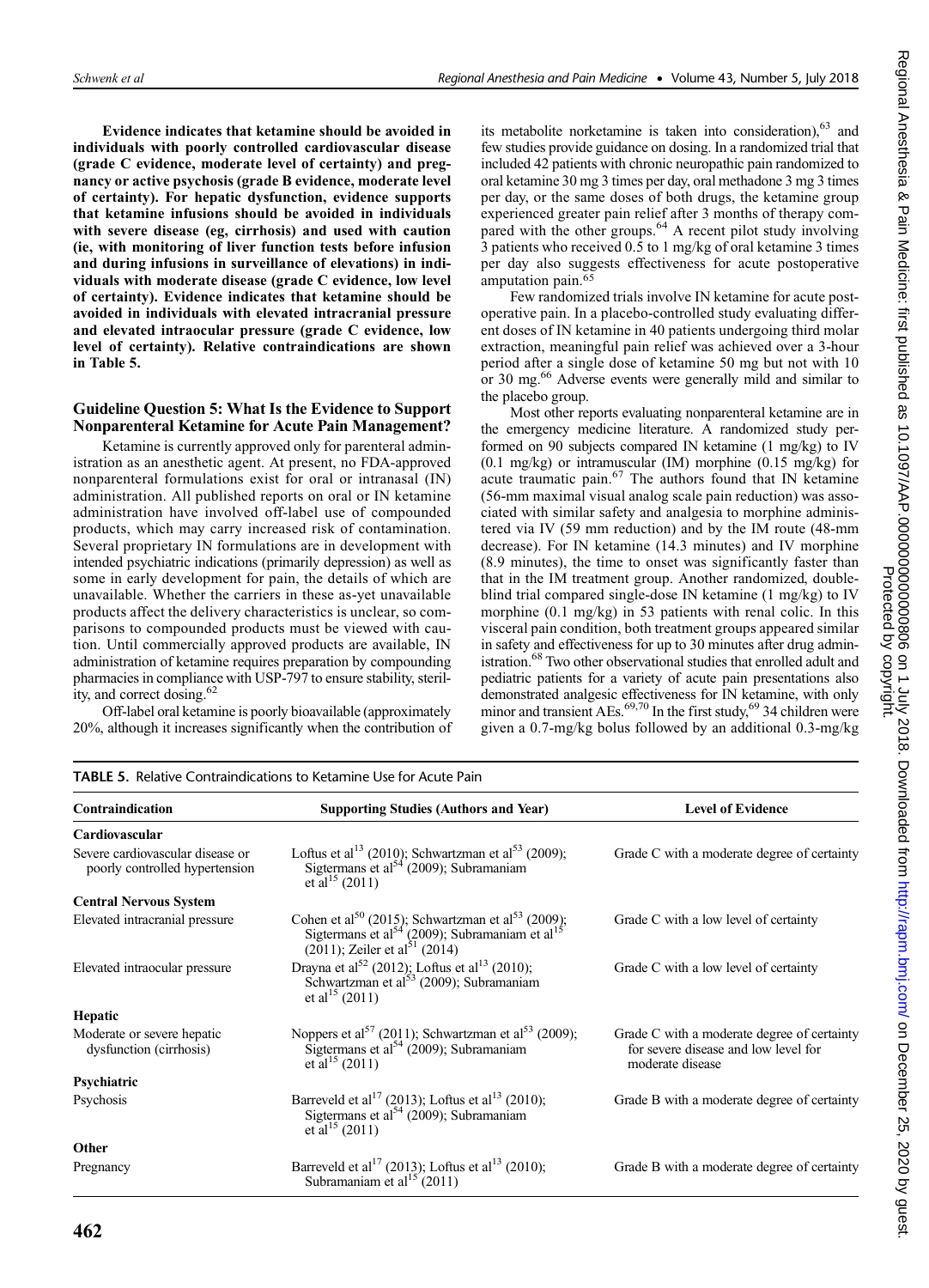**Evidence indicates that ketamine should be avoided in individuals with poorly controlled cardiovascular disease (grade C evidence, moderate level of certainty) and pregnancy or active psychosis (grade B evidence, moderate level of certainty). For hepatic dysfunction, evidence supports that ketamine infusions should be avoided in individuals with severe disease (eg, cirrhosis) and used with caution (ie, with monitoring of liver function tests before infusion and during infusions in surveillance of elevations) in individuals with moderate disease (grade C evidence, low level of certainty). Evidence indicates that ketamine should be avoided in individuals with elevated intracranial pressure and elevated intraocular pressure (grade C evidence, low level of certainty). Relative contraindications are shown in Table 5.**

## Guideline Question 5: What Is the Evidence to Support Nonparenteral Ketamine for Acute Pain Management?

Ketamine is currently approved only for parenteral administration as an anesthetic agent. At present, no FDA-approved nonparenteral formulations exist for oral or intranasal (IN) administration. All published reports on oral or IN ketamine administration have involved off-label use of compounded products, which may carry increased risk of contamination. Several proprietary IN formulations are in development with intended psychiatric indications (primarily depression) as well as some in early development for pain, the details of which are unavailable. Whether the carriers in these as-yet unavailable products affect the delivery characteristics is unclear, so comparisons to compounded products must be viewed with caution. Until commercially approved products are available, IN administration of ketamine requires preparation by compounding pharmacies in compliance with USP-797 to ensure stability, sterility, and correct dosing.[62]

Off-label oral ketamine is poorly bioavailable (approximately 20%, although it increases significantly when the contribution of its metabolite norketamine is taken into consideration),[63] and few studies provide guidance on dosing. In a randomized trial that included 42 patients with chronic neuropathic pain randomized to oral ketamine 30 mg 3 times per day, oral methadone 3 mg 3 times per day, or the same doses of both drugs, the ketamine group experienced greater pain relief after 3 months of therapy compared with the other groups.[64] A recent pilot study involving 3 patients who received 0.5 to 1 mg/kg of oral ketamine 3 times per day also suggests effectiveness for acute postoperative amputation pain.[65]

Few randomized trials involve IN ketamine for acute postoperative pain. In a placebo-controlled study evaluating different doses of IN ketamine in 40 patients undergoing third molar extraction, meaningful pain relief was achieved over a 3-hour period after a single dose of ketamine 50 mg but not with 10 or 30 mg.[66] Adverse events were generally mild and similar to the placebo group.

Most other reports evaluating nonparenteral ketamine are in the emergency medicine literature. A randomized study performed on 90 subjects compared IN ketamine (1 mg/kg) to IV (0.1 mg/kg) or intramuscular (IM) morphine (0.15 mg/kg) for acute traumatic pain.[67] The authors found that IN ketamine (56-mm maximal visual analog scale pain reduction) was associated with similar safety and analgesia to morphine administered via IV (59 mm reduction) and by the IM route (48-mm decrease). For IN ketamine (14.3 minutes) and IV morphine (8.9 minutes), the time to onset was significantly faster than that in the IM treatment group. Another randomized, double-blind trial compared single-dose IN ketamine (1 mg/kg) to IV morphine (0.1 mg/kg) in 53 patients with renal colic. In this visceral pain condition, both treatment groups appeared similar in safety and effectiveness for up to 30 minutes after drug administration.[68] Two other observational studies that enrolled adult and pediatric patients for a variety of acute pain presentations also demonstrated analgesic effectiveness for IN ketamine, with only minor and transient AEs.[69,70] In the first study,[69] 34 children were given a 0.7-mg/kg bolus followed by an additional 0.3-mg/kg

**TABLE 5.** Relative Contraindications to Ketamine Use for Acute Pain

| Contraindication | Supporting Studies (Authors and Year) | Level of Evidence |
|---|---|---|
| **Cardiovascular** | | |
| Severe cardiovascular disease or poorly controlled hypertension | Loftus et al[13] (2010); Schwartzman et al[53] (2009); Sigtermans et al[54] (2009); Subramaniam et al[15] (2011) | Grade C with a moderate degree of certainty |
| **Central Nervous System** | | |
| Elevated intracranial pressure | Cohen et al[50] (2015); Schwartzman et al[53] (2009); Sigtermans et al[54] (2009); Subramaniam et al[15] (2011); Zeiler et al[51] (2014) | Grade C with a low level of certainty |
| Elevated intraocular pressure | Drayna et al[52] (2012); Loftus et al[13] (2010); Schwartzman et al[53] (2009); Subramaniam et al[15] (2011) | Grade C with a low level of certainty |
| **Hepatic** | | |
| Moderate or severe hepatic dysfunction (cirrhosis) | Noppers et al[57] (2011); Schwartzman et al[53] (2009); Sigtermans et al[54] (2009); Subramaniam et al[15] (2011) | Grade C with a moderate degree of certainty for severe disease and low level for moderate disease |
| **Psychiatric** | | |
| Psychosis | Barreveld et al[17] (2013); Loftus et al[13] (2010); Sigtermans et al[54] (2009); Subramaniam et al[15] (2011) | Grade B with a moderate degree of certainty |
| **Other** | | |
| Pregnancy | Barreveld et al[17] (2013); Loftus et al[13] (2010); Subramaniam et al[15] (2011) | Grade B with a moderate degree of certainty |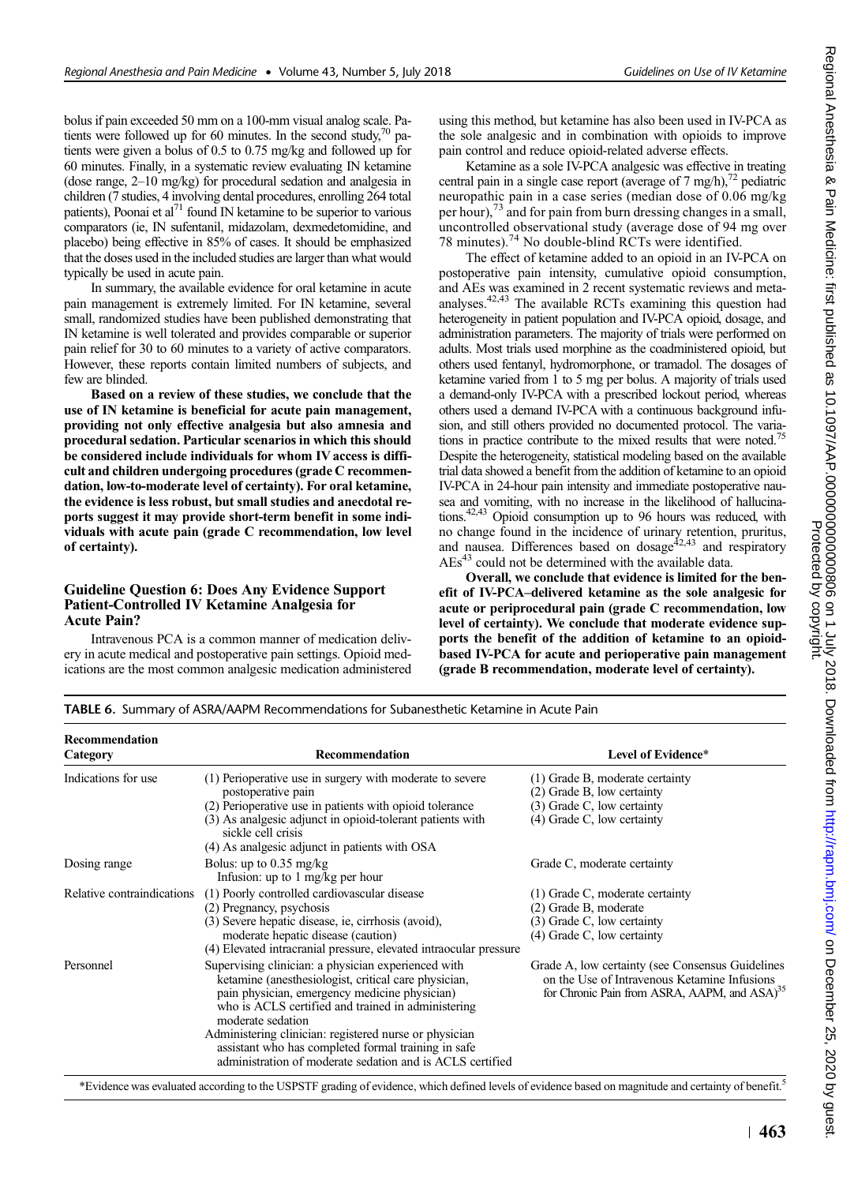bolus if pain exceeded 50 mm on a 100-mm visual analog scale. Patients were followed up for 60 minutes. In the second study,[70] patients were given a bolus of 0.5 to 0.75 mg/kg and followed up for 60 minutes. Finally, in a systematic review evaluating IN ketamine (dose range, 2–10 mg/kg) for procedural sedation and analgesia in children (7 studies, 4 involving dental procedures, enrolling 264 total patients), Poonai et al[71] found IN ketamine to be superior to various comparators (ie, IN sufentanil, midazolam, dexmedetomidine, and placebo) being effective in 85% of cases. It should be emphasized that the doses used in the included studies are larger than what would typically be used in acute pain.

In summary, the available evidence for oral ketamine in acute pain management is extremely limited. For IN ketamine, several small, randomized studies have been published demonstrating that IN ketamine is well tolerated and provides comparable or superior pain relief for 30 to 60 minutes to a variety of active comparators. However, these reports contain limited numbers of subjects, and few are blinded.

**Based on a review of these studies, we conclude that the use of IN ketamine is beneficial for acute pain management, providing not only effective analgesia but also amnesia and procedural sedation. Particular scenarios in which this should be considered include individuals for whom IV access is difficult and children undergoing procedures (grade C recommendation, low-to-moderate level of certainty). For oral ketamine, the evidence is less robust, but small studies and anecdotal reports suggest it may provide short-term benefit in some individuals with acute pain (grade C recommendation, low level of certainty).**

### Guideline Question 6: Does Any Evidence Support Patient-Controlled IV Ketamine Analgesia for Acute Pain?

Intravenous PCA is a common manner of medication delivery in acute medical and postoperative pain settings. Opioid medications are the most common analgesic medication administered using this method, but ketamine has also been used in IV-PCA as the sole analgesic and in combination with opioids to improve pain control and reduce opioid-related adverse effects.

Ketamine as a sole IV-PCA analgesic was effective in treating central pain in a single case report (average of 7 mg/h),[72] pediatric neuropathic pain in a case series (median dose of 0.06 mg/kg per hour),[73] and for pain from burn dressing changes in a small, uncontrolled observational study (average dose of 94 mg over 78 minutes).[74] No double-blind RCTs were identified.

The effect of ketamine added to an opioid in an IV-PCA on postoperative pain intensity, cumulative opioid consumption, and AEs was examined in 2 recent systematic reviews and meta-analyses.[42,43] The available RCTs examining this question had heterogeneity in patient population and IV-PCA opioid, dosage, and administration parameters. The majority of trials were performed on adults. Most trials used morphine as the coadministered opioid, but others used fentanyl, hydromorphone, or tramadol. The dosages of ketamine varied from 1 to 5 mg per bolus. A majority of trials used a demand-only IV-PCA with a prescribed lockout period, whereas others used a demand IV-PCA with a continuous background infusion, and still others provided no documented protocol. The variations in practice contribute to the mixed results that were noted.[75] Despite the heterogeneity, statistical modeling based on the available trial data showed a benefit from the addition of ketamine to an opioid IV-PCA in 24-hour pain intensity and immediate postoperative nausea and vomiting, with no increase in the likelihood of hallucinations.[42,43] Opioid consumption up to 96 hours was reduced, with no change found in the incidence of urinary retention, pruritus, and nausea. Differences based on dosage[42,43] and respiratory AEs[43] could not be determined with the available data.

**Overall, we conclude that evidence is limited for the benefit of IV-PCA–delivered ketamine as the sole analgesic for acute or periprocedural pain (grade C recommendation, low level of certainty). We conclude that moderate evidence supports the benefit of the addition of ketamine to an opioid-based IV-PCA for acute and perioperative pain management (grade B recommendation, moderate level of certainty).**

**TABLE 6.** Summary of ASRA/AAPM Recommendations for Subanesthetic Ketamine in Acute Pain

| Recommendation Category | Recommendation | Level of Evidence* |
|---|---|---|
| Indications for use | (1) Perioperative use in surgery with moderate to severe postoperative pain<br>(2) Perioperative use in patients with opioid tolerance<br>(3) As analgesic adjunct in opioid-tolerant patients with sickle cell crisis<br>(4) As analgesic adjunct in patients with OSA | (1) Grade B, moderate certainty<br>(2) Grade B, low certainty<br>(3) Grade C, low certainty<br>(4) Grade C, low certainty |
| Dosing range | Bolus: up to 0.35 mg/kg<br>Infusion: up to 1 mg/kg per hour | Grade C, moderate certainty |
| Relative contraindications | (1) Poorly controlled cardiovascular disease<br>(2) Pregnancy, psychosis<br>(3) Severe hepatic disease, ie, cirrhosis (avoid), moderate hepatic disease (caution)<br>(4) Elevated intracranial pressure, elevated intraocular pressure | (1) Grade C, moderate certainty<br>(2) Grade B, moderate<br>(3) Grade C, low certainty<br>(4) Grade C, low certainty |
| Personnel | Supervising clinician: a physician experienced with ketamine (anesthesiologist, critical care physician, pain physician, emergency medicine physician) who is ACLS certified and trained in administering moderate sedation<br>Administering clinician: registered nurse or physician assistant who has completed formal training in safe administration of moderate sedation and is ACLS certified | Grade A, low certainty (see Consensus Guidelines on the Use of Intravenous Ketamine Infusions for Chronic Pain from ASRA, AAPM, and ASA)[35] |

*Evidence was evaluated according to the USPSTF grading of evidence, which defined levels of evidence based on magnitude and certainty of benefit.[5]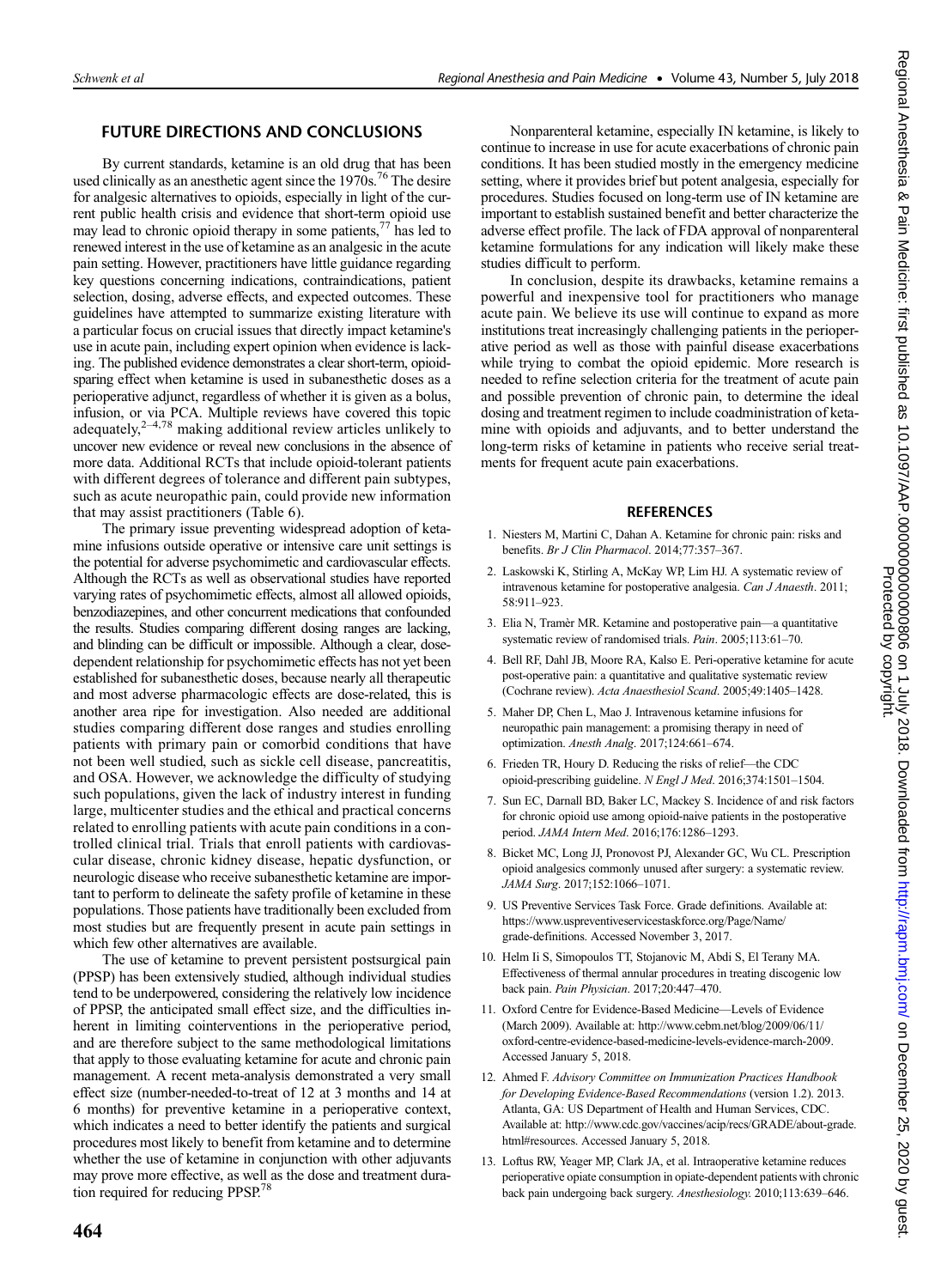## FUTURE DIRECTIONS AND CONCLUSIONS

By current standards, ketamine is an old drug that has been used clinically as an anesthetic agent since the 1970s.[76] The desire for analgesic alternatives to opioids, especially in light of the current public health crisis and evidence that short-term opioid use may lead to chronic opioid therapy in some patients,[77] has led to renewed interest in the use of ketamine as an analgesic in the acute pain setting. However, practitioners have little guidance regarding key questions concerning indications, contraindications, patient selection, dosing, adverse effects, and expected outcomes. These guidelines have attempted to summarize existing literature with a particular focus on crucial issues that directly impact ketamine's use in acute pain, including expert opinion when evidence is lacking. The published evidence demonstrates a clear short-term, opioid-sparing effect when ketamine is used in subanesthetic doses as a perioperative adjunct, regardless of whether it is given as a bolus, infusion, or via PCA. Multiple reviews have covered this topic adequately,[2–4,78] making additional review articles unlikely to uncover new evidence or reveal new conclusions in the absence of more data. Additional RCTs that include opioid-tolerant patients with different degrees of tolerance and different pain subtypes, such as acute neuropathic pain, could provide new information that may assist practitioners (Table 6).

The primary issue preventing widespread adoption of ketamine infusions outside operative or intensive care unit settings is the potential for adverse psychomimetic and cardiovascular effects. Although the RCTs as well as observational studies have reported varying rates of psychomimetic effects, almost all allowed opioids, benzodiazepines, and other concurrent medications that confounded the results. Studies comparing different dosing ranges are lacking, and blinding can be difficult or impossible. Although a clear, dose-dependent relationship for psychomimetic effects has not yet been established for subanesthetic doses, because nearly all therapeutic and most adverse pharmacologic effects are dose-related, this is another area ripe for investigation. Also needed are additional studies comparing different dose ranges and studies enrolling patients with primary pain or comorbid conditions that have not been well studied, such as sickle cell disease, pancreatitis, and OSA. However, we acknowledge the difficulty of studying such populations, given the lack of industry interest in funding large, multicenter studies and the ethical and practical concerns related to enrolling patients with acute pain conditions in a controlled clinical trial. Trials that enroll patients with cardiovascular disease, chronic kidney disease, hepatic dysfunction, or neurologic disease who receive subanesthetic ketamine are important to perform to delineate the safety profile of ketamine in these populations. Those patients have traditionally been excluded from most studies but are frequently present in acute pain settings in which few other alternatives are available.

The use of ketamine to prevent persistent postsurgical pain (PPSP) has been extensively studied, although individual studies tend to be underpowered, considering the relatively low incidence of PPSP, the anticipated small effect size, and the difficulties inherent in limiting cointerventions in the perioperative period, and are therefore subject to the same methodological limitations that apply to those evaluating ketamine for acute and chronic pain management. A recent meta-analysis demonstrated a very small effect size (number-needed-to-treat of 12 at 3 months and 14 at 6 months) for preventive ketamine in a perioperative context, which indicates a need to better identify the patients and surgical procedures most likely to benefit from ketamine and to determine whether the use of ketamine in conjunction with other adjuvants may prove more effective, as well as the dose and treatment duration required for reducing PPSP.[78]

Nonparenteral ketamine, especially IN ketamine, is likely to continue to increase in use for acute exacerbations of chronic pain conditions. It has been studied mostly in the emergency medicine setting, where it provides brief but potent analgesia, especially for procedures. Studies focused on long-term use of IN ketamine are important to establish sustained benefit and better characterize the adverse effect profile. The lack of FDA approval of nonparenteral ketamine formulations for any indication will likely make these studies difficult to perform.

In conclusion, despite its drawbacks, ketamine remains a powerful and inexpensive tool for practitioners who manage acute pain. We believe its use will continue to expand as more institutions treat increasingly challenging patients in the perioperative period as well as those with painful disease exacerbations while trying to combat the opioid epidemic. More research is needed to refine selection criteria for the treatment of acute pain and possible prevention of chronic pain, to determine the ideal dosing and treatment regimen to include coadministration of ketamine with opioids and adjuvants, and to better understand the long-term risks of ketamine in patients who receive serial treatments for frequent acute pain exacerbations.

## REFERENCES

1. Niesters M, Martini C, Dahan A. Ketamine for chronic pain: risks and benefits. *Br J Clin Pharmacol*. 2014;77:357–367.
2. Laskowski K, Stirling A, McKay WP, Lim HJ. A systematic review of intravenous ketamine for postoperative analgesia. *Can J Anaesth*. 2011; 58:911–923.
3. Elia N, Tramèr MR. Ketamine and postoperative pain—a quantitative systematic review of randomised trials. *Pain*. 2005;113:61–70.
4. Bell RF, Dahl JB, Moore RA, Kalso E. Peri-operative ketamine for acute post-operative pain: a quantitative and qualitative systematic review (Cochrane review). *Acta Anaesthesiol Scand*. 2005;49:1405–1428.
5. Maher DP, Chen L, Mao J. Intravenous ketamine infusions for neuropathic pain management: a promising therapy in need of optimization. *Anesth Analg*. 2017;124:661–674.
6. Frieden TR, Houry D. Reducing the risks of relief—the CDC opioid-prescribing guideline. *N Engl J Med*. 2016;374:1501–1504.
7. Sun EC, Darnall BD, Baker LC, Mackey S. Incidence of and risk factors for chronic opioid use among opioid-naive patients in the postoperative period. *JAMA Intern Med*. 2016;176:1286–1293.
8. Bicket MC, Long JJ, Pronovost PJ, Alexander GC, Wu CL. Prescription opioid analgesics commonly unused after surgery: a systematic review. *JAMA Surg*. 2017;152:1066–1071.
9. US Preventive Services Task Force. Grade definitions. Available at: https://www.uspreventiveservicestaskforce.org/Page/Name/grade-definitions. Accessed November 3, 2017.
10. Helm Ii S, Simopoulos TT, Stojanovic M, Abdi S, El Terany MA. Effectiveness of thermal annular procedures in treating discogenic low back pain. *Pain Physician*. 2017;20:447–470.
11. Oxford Centre for Evidence-Based Medicine—Levels of Evidence (March 2009). Available at: http://www.cebm.net/blog/2009/06/11/oxford-centre-evidence-based-medicine-levels-evidence-march-2009. Accessed January 5, 2018.
12. Ahmed F. *Advisory Committee on Immunization Practices Handbook for Developing Evidence-Based Recommendations* (version 1.2). 2013. Atlanta, GA: US Department of Health and Human Services, CDC. Available at: http://www.cdc.gov/vaccines/acip/recs/GRADE/about-grade.html#resources. Accessed January 5, 2018.
13. Loftus RW, Yeager MP, Clark JA, et al. Intraoperative ketamine reduces perioperative opiate consumption in opiate-dependent patients with chronic back pain undergoing back surgery. *Anesthesiology*. 2010;113:639–646.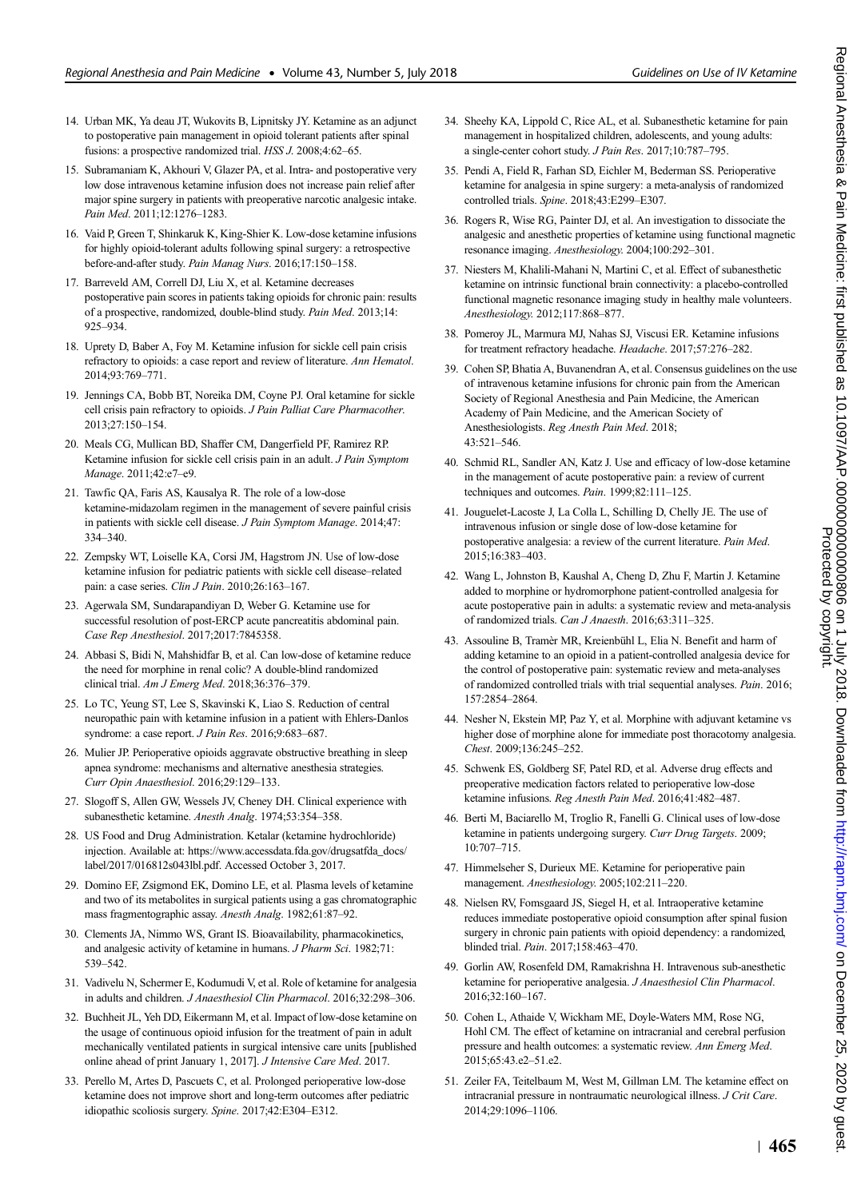14. Urban MK, Ya deau JT, Wukovits B, Lipnitsky JY. Ketamine as an adjunct to postoperative pain management in opioid tolerant patients after spinal fusions: a prospective randomized trial. *HSS J*. 2008;4:62–65.
15. Subramaniam K, Akhouri V, Glazer PA, et al. Intra- and postoperative very low dose intravenous ketamine infusion does not increase pain relief after major spine surgery in patients with preoperative narcotic analgesic intake. *Pain Med*. 2011;12:1276–1283.
16. Vaid P, Green T, Shinkaruk K, King-Shier K. Low-dose ketamine infusions for highly opioid-tolerant adults following spinal surgery: a retrospective before-and-after study. *Pain Manag Nurs*. 2016;17:150–158.
17. Barreveld AM, Correll DJ, Liu X, et al. Ketamine decreases postoperative pain scores in patients taking opioids for chronic pain: results of a prospective, randomized, double-blind study. *Pain Med*. 2013;14:925–934.
18. Uprety D, Baber A, Foy M. Ketamine infusion for sickle cell pain crisis refractory to opioids: a case report and review of literature. *Ann Hematol*. 2014;93:769–771.
19. Jennings CA, Bobb BT, Noreika DM, Coyne PJ. Oral ketamine for sickle cell crisis pain refractory to opioids. *J Pain Palliat Care Pharmacother*. 2013;27:150–154.
20. Meals CG, Mullican BD, Shaffer CM, Dangerfield PF, Ramirez RP. Ketamine infusion for sickle cell crisis pain in an adult. *J Pain Symptom Manage*. 2011;42:e7–e9.
21. Tawfic QA, Faris AS, Kausalya R. The role of a low-dose ketamine-midazolam regimen in the management of severe painful crisis in patients with sickle cell disease. *J Pain Symptom Manage*. 2014;47:334–340.
22. Zempsky WT, Loiselle KA, Corsi JM, Hagstrom JN. Use of low-dose ketamine infusion for pediatric patients with sickle cell disease–related pain: a case series. *Clin J Pain*. 2010;26:163–167.
23. Agerwala SM, Sundarapandiyan D, Weber G. Ketamine use for successful resolution of post-ERCP acute pancreatitis abdominal pain. *Case Rep Anesthesiol*. 2017;2017:7845358.
24. Abbasi S, Bidi N, Mahshidfar B, et al. Can low-dose of ketamine reduce the need for morphine in renal colic? A double-blind randomized clinical trial. *Am J Emerg Med*. 2018;36:376–379.
25. Lo TC, Yeung ST, Lee S, Skavinski K, Liao S. Reduction of central neuropathic pain with ketamine infusion in a patient with Ehlers-Danlos syndrome: a case report. *J Pain Res*. 2016;9:683–687.
26. Mulier JP. Perioperative opioids aggravate obstructive breathing in sleep apnea syndrome: mechanisms and alternative anesthesia strategies. *Curr Opin Anaesthesiol*. 2016;29:129–133.
27. Slogoff S, Allen GW, Wessels JV, Cheney DH. Clinical experience with subanesthetic ketamine. *Anesth Analg*. 1974;53:354–358.
28. US Food and Drug Administration. Ketalar (ketamine hydrochloride) injection. Available at: https://www.accessdata.fda.gov/drugsatfda_docs/label/2017/016812s043lbl.pdf. Accessed October 3, 2017.
29. Domino EF, Zsigmond EK, Domino LE, et al. Plasma levels of ketamine and two of its metabolites in surgical patients using a gas chromatographic mass fragmentographic assay. *Anesth Analg*. 1982;61:87–92.
30. Clements JA, Nimmo WS, Grant IS. Bioavailability, pharmacokinetics, and analgesic activity of ketamine in humans. *J Pharm Sci*. 1982;71:539–542.
31. Vadivelu N, Schermer E, Kodumudi V, et al. Role of ketamine for analgesia in adults and children. *J Anaesthesiol Clin Pharmacol*. 2016;32:298–306.
32. Buchheit JL, Yeh DD, Eikermann M, et al. Impact of low-dose ketamine on the usage of continuous opioid infusion for the treatment of pain in adult mechanically ventilated patients in surgical intensive care units [published online ahead of print January 1, 2017]. *J Intensive Care Med*. 2017.
33. Perello M, Artes D, Pascuets C, et al. Prolonged perioperative low-dose ketamine does not improve short and long-term outcomes after pediatric idiopathic scoliosis surgery. *Spine*. 2017;42:E304–E312.
34. Sheehy KA, Lippold C, Rice AL, et al. Subanesthetic ketamine for pain management in hospitalized children, adolescents, and young adults: a single-center cohort study. *J Pain Res*. 2017;10:787–795.
35. Pendi A, Field R, Farhan SD, Eichler M, Bederman SS. Perioperative ketamine for analgesia in spine surgery: a meta-analysis of randomized controlled trials. *Spine*. 2018;43:E299–E307.
36. Rogers R, Wise RG, Painter DJ, et al. An investigation to dissociate the analgesic and anesthetic properties of ketamine using functional magnetic resonance imaging. *Anesthesiology*. 2004;100:292–301.
37. Niesters M, Khalili-Mahani N, Martini C, et al. Effect of subanesthetic ketamine on intrinsic functional brain connectivity: a placebo-controlled functional magnetic resonance imaging study in healthy male volunteers. *Anesthesiology*. 2012;117:868–877.
38. Pomeroy JL, Marmura MJ, Nahas SJ, Viscusi ER. Ketamine infusions for treatment refractory headache. *Headache*. 2017;57:276–282.
39. Cohen SP, Bhatia A, Buvanendran A, et al. Consensus guidelines on the use of intravenous ketamine infusions for chronic pain from the American Society of Regional Anesthesia and Pain Medicine, the American Academy of Pain Medicine, and the American Society of Anesthesiologists. *Reg Anesth Pain Med*. 2018;43:521–546.
40. Schmid RL, Sandler AN, Katz J. Use and efficacy of low-dose ketamine in the management of acute postoperative pain: a review of current techniques and outcomes. *Pain*. 1999;82:111–125.
41. Jouguelet-Lacoste J, La Colla L, Schilling D, Chelly JE. The use of intravenous infusion or single dose of low-dose ketamine for postoperative analgesia: a review of the current literature. *Pain Med*. 2015;16:383–403.
42. Wang L, Johnston B, Kaushal A, Cheng D, Zhu F, Martin J. Ketamine added to morphine or hydromorphone patient-controlled analgesia for acute postoperative pain in adults: a systematic review and meta-analysis of randomized trials. *Can J Anaesth*. 2016;63:311–325.
43. Assouline B, Tramèr MR, Kreienbühl L, Elia N. Benefit and harm of adding ketamine to an opioid in a patient-controlled analgesia device for the control of postoperative pain: systematic review and meta-analyses of randomized controlled trials with trial sequential analyses. *Pain*. 2016;157:2854–2864.
44. Nesher N, Ekstein MP, Paz Y, et al. Morphine with adjuvant ketamine vs higher dose of morphine alone for immediate post thoracotomy analgesia. *Chest*. 2009;136:245–252.
45. Schwenk ES, Goldberg SF, Patel RD, et al. Adverse drug effects and preoperative medication factors related to perioperative low-dose ketamine infusions. *Reg Anesth Pain Med*. 2016;41:482–487.
46. Berti M, Baciarello M, Troglio R, Fanelli G. Clinical uses of low-dose ketamine in patients undergoing surgery. *Curr Drug Targets*. 2009;10:707–715.
47. Himmelseher S, Durieux ME. Ketamine for perioperative pain management. *Anesthesiology*. 2005;102:211–220.
48. Nielsen RV, Fomsgaard JS, Siegel H, et al. Intraoperative ketamine reduces immediate postoperative opioid consumption after spinal fusion surgery in chronic pain patients with opioid dependency: a randomized, blinded trial. *Pain*. 2017;158:463–470.
49. Gorlin AW, Rosenfeld DM, Ramakrishna H. Intravenous sub-anesthetic ketamine for perioperative analgesia. *J Anaesthesiol Clin Pharmacol*. 2016;32:160–167.
50. Cohen L, Athaide V, Wickham ME, Doyle-Waters MM, Rose NG, Hohl CM. The effect of ketamine on intracranial and cerebral perfusion pressure and health outcomes: a systematic review. *Ann Emerg Med*. 2015;65:43.e2–51.e2.
51. Zeiler FA, Teitelbaum M, West M, Gillman LM. The ketamine effect on intracranial pressure in nontraumatic neurological illness. *J Crit Care*. 2014;29:1096–1106.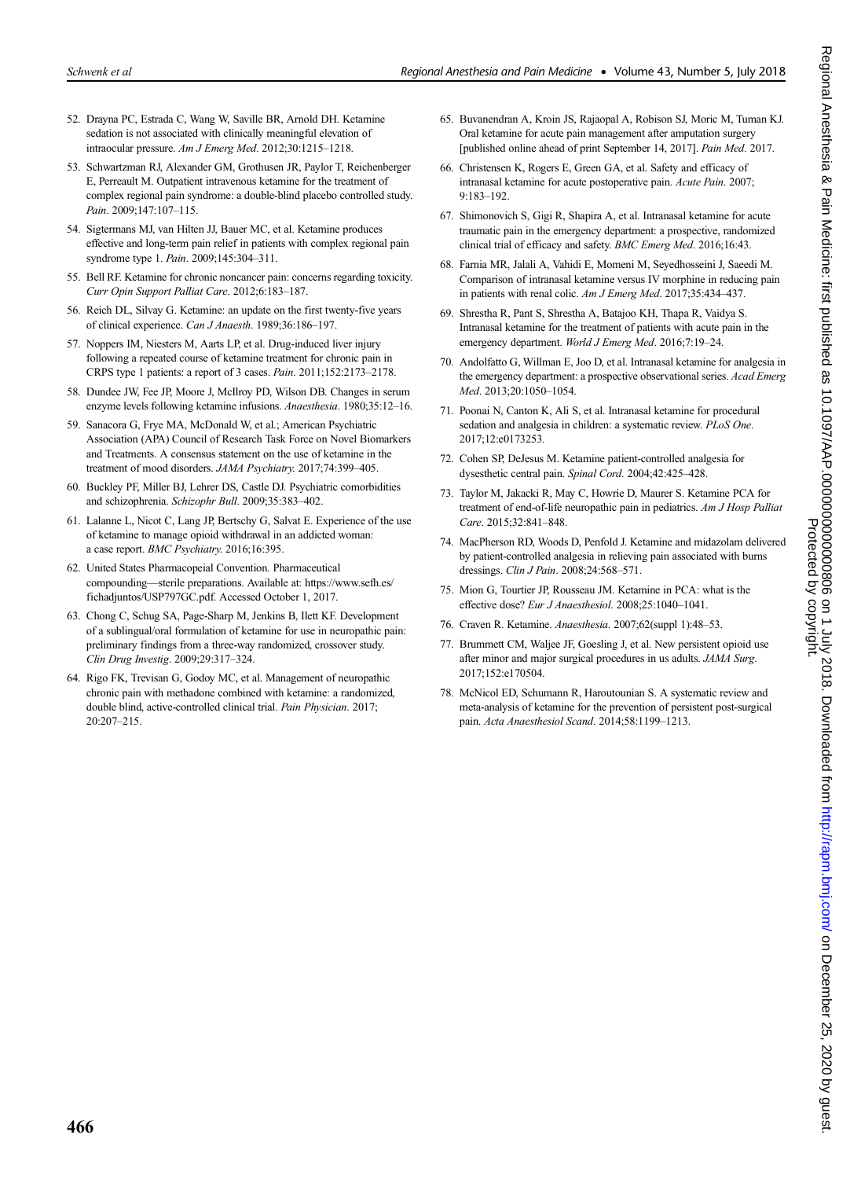52. Drayna PC, Estrada C, Wang W, Saville BR, Arnold DH. Ketamine sedation is not associated with clinically meaningful elevation of intraocular pressure. *Am J Emerg Med*. 2012;30:1215–1218.
53. Schwartzman RJ, Alexander GM, Grothusen JR, Paylor T, Reichenberger E, Perreault M. Outpatient intravenous ketamine for the treatment of complex regional pain syndrome: a double-blind placebo controlled study. *Pain*. 2009;147:107–115.
54. Sigtermans MJ, van Hilten JJ, Bauer MC, et al. Ketamine produces effective and long-term pain relief in patients with complex regional pain syndrome type 1. *Pain*. 2009;145:304–311.
55. Bell RF. Ketamine for chronic noncancer pain: concerns regarding toxicity. *Curr Opin Support Palliat Care*. 2012;6:183–187.
56. Reich DL, Silvay G. Ketamine: an update on the first twenty-five years of clinical experience. *Can J Anaesth*. 1989;36:186–197.
57. Noppers IM, Niesters M, Aarts LP, et al. Drug-induced liver injury following a repeated course of ketamine treatment for chronic pain in CRPS type 1 patients: a report of 3 cases. *Pain*. 2011;152:2173–2178.
58. Dundee JW, Fee JP, Moore J, McIlroy PD, Wilson DB. Changes in serum enzyme levels following ketamine infusions. *Anaesthesia*. 1980;35:12–16.
59. Sanacora G, Frye MA, McDonald W, et al.; American Psychiatric Association (APA) Council of Research Task Force on Novel Biomarkers and Treatments. A consensus statement on the use of ketamine in the treatment of mood disorders. *JAMA Psychiatry.* 2017;74:399–405.
60. Buckley PF, Miller BJ, Lehrer DS, Castle DJ. Psychiatric comorbidities and schizophrenia. *Schizophr Bull*. 2009;35:383–402.
61. Lalanne L, Nicot C, Lang JP, Bertschy G, Salvat E. Experience of the use of ketamine to manage opioid withdrawal in an addicted woman: a case report. *BMC Psychiatry.* 2016;16:395.
62. United States Pharmacopeial Convention. Pharmaceutical compounding—sterile preparations. Available at: https://www.sefh.es/fichadjuntos/USP797GC.pdf. Accessed October 1, 2017.
63. Chong C, Schug SA, Page-Sharp M, Jenkins B, Ilett KF. Development of a sublingual/oral formulation of ketamine for use in neuropathic pain: preliminary findings from a three-way randomized, crossover study. *Clin Drug Investig*. 2009;29:317–324.
64. Rigo FK, Trevisan G, Godoy MC, et al. Management of neuropathic chronic pain with methadone combined with ketamine: a randomized, double blind, active-controlled clinical trial. *Pain Physician*. 2017; 20:207–215.
65. Buvanendran A, Kroin JS, Rajagopal A, Robison SJ, Moric M, Tuman KJ. Oral ketamine for acute pain management after amputation surgery [published online ahead of print September 14, 2017]. *Pain Med*. 2017.
66. Christensen K, Rogers E, Green GA, et al. Safety and efficacy of intranasal ketamine for acute postoperative pain. *Acute Pain*. 2007; 9:183–192.
67. Shimonovich S, Gigi R, Shapira A, et al. Intranasal ketamine for acute traumatic pain in the emergency department: a prospective, randomized clinical trial of efficacy and safety. *BMC Emerg Med*. 2016;16:43.
68. Farnia MR, Jalali A, Vahidi E, Momeni M, Seyedhosseini J, Saeedi M. Comparison of intranasal ketamine versus IV morphine in reducing pain in patients with renal colic. *Am J Emerg Med*. 2017;35:434–437.
69. Shrestha R, Pant S, Shrestha A, Batajoo KH, Thapa R, Vaidya S. Intranasal ketamine for the treatment of patients with acute pain in the emergency department. *World J Emerg Med*. 2016;7:19–24.
70. Andolfatto G, Willman E, Joo D, et al. Intranasal ketamine for analgesia in the emergency department: a prospective observational series. *Acad Emerg Med*. 2013;20:1050–1054.
71. Poonai N, Canton K, Ali S, et al. Intranasal ketamine for procedural sedation and analgesia in children: a systematic review. *PLoS One*. 2017;12:e0173253.
72. Cohen SP, DeJesus M. Ketamine patient-controlled analgesia for dysesthetic central pain. *Spinal Cord*. 2004;42:425–428.
73. Taylor M, Jakacki R, May C, Howrie D, Maurer S. Ketamine PCA for treatment of end-of-life neuropathic pain in pediatrics. *Am J Hosp Palliat Care*. 2015;32:841–848.
74. MacPherson RD, Woods D, Penfold J. Ketamine and midazolam delivered by patient-controlled analgesia in relieving pain associated with burns dressings. *Clin J Pain*. 2008;24:568–571.
75. Mion G, Tourtier JP, Rousseau JM. Ketamine in PCA: what is the effective dose? *Eur J Anaesthesiol*. 2008;25:1040–1041.
76. Craven R. Ketamine. *Anaesthesia*. 2007;62(suppl 1):48–53.
77. Brummett CM, Waljee JF, Goesling J, et al. New persistent opioid use after minor and major surgical procedures in us adults. *JAMA Surg*. 2017;152:e170504.
78. McNicol ED, Schumann R, Haroutounian S. A systematic review and meta-analysis of ketamine for the prevention of persistent post-surgical pain. *Acta Anaesthesiol Scand*. 2014;58:1199–1213.